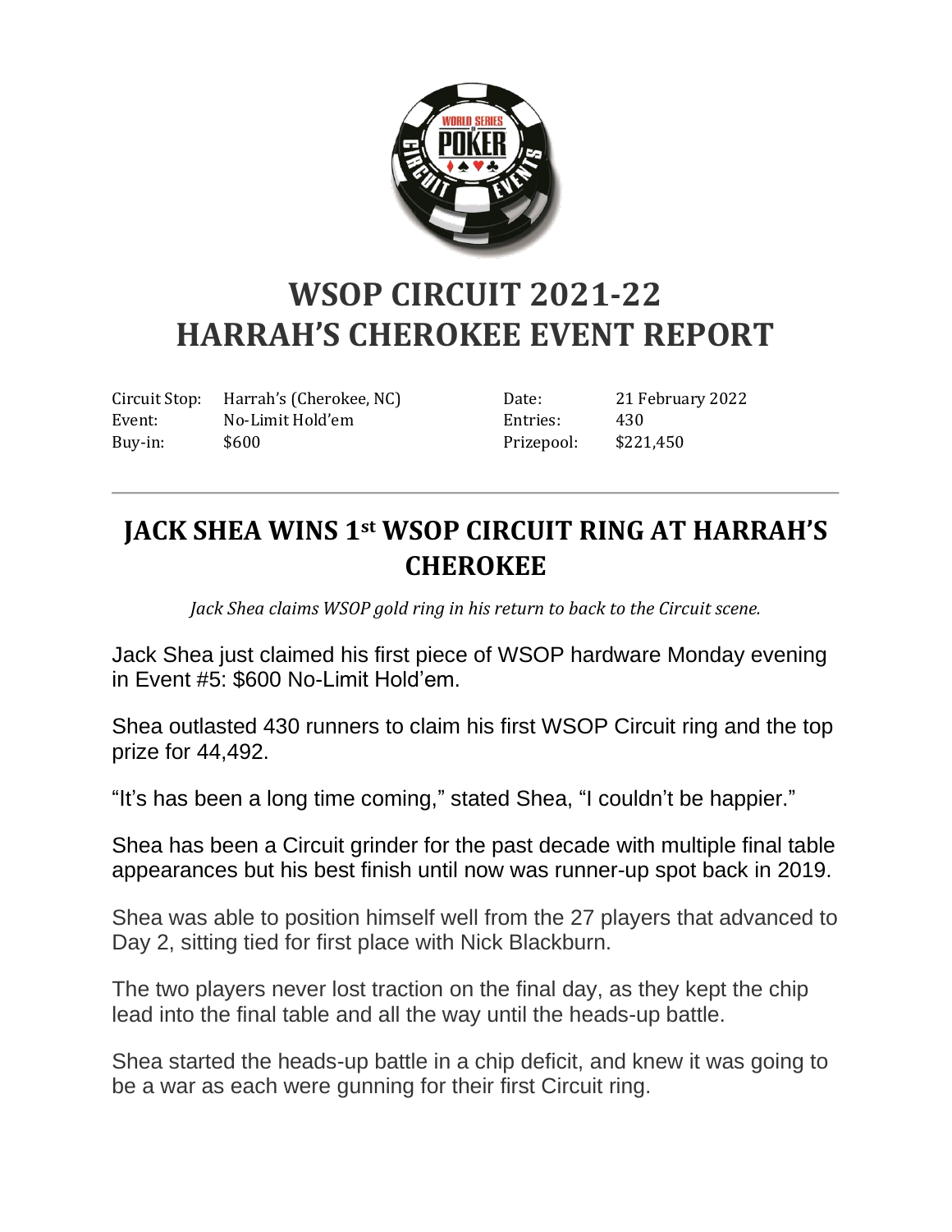# WSOP CIRCUIT 2021-22
# HARRAH'S CHEROKEE EVENT REPORT

| | | | |
|---|---|---|---|
| Circuit Stop: | Harrah's (Cherokee, NC) | Date: | 21 February 2022 |
| Event: | No-Limit Hold'em | Entries: | 430 |
| Buy-in: | $600 | Prizepool: | $221,450 |

---

## JACK SHEA WINS 1st WSOP CIRCUIT RING AT HARRAH'S CHEROKEE

*Jack Shea claims WSOP gold ring in his return to back to the Circuit scene.*

Jack Shea just claimed his first piece of WSOP hardware Monday evening in Event #5: $600 No-Limit Hold'em.

Shea outlasted 430 runners to claim his first WSOP Circuit ring and the top prize for 44,492.

"It's has been a long time coming," stated Shea, "I couldn't be happier."

Shea has been a Circuit grinder for the past decade with multiple final table appearances but his best finish until now was runner-up spot back in 2019.

Shea was able to position himself well from the 27 players that advanced to Day 2, sitting tied for first place with Nick Blackburn.

The two players never lost traction on the final day, as they kept the chip lead into the final table and all the way until the heads-up battle.

Shea started the heads-up battle in a chip deficit, and knew it was going to be a war as each were gunning for their first Circuit ring.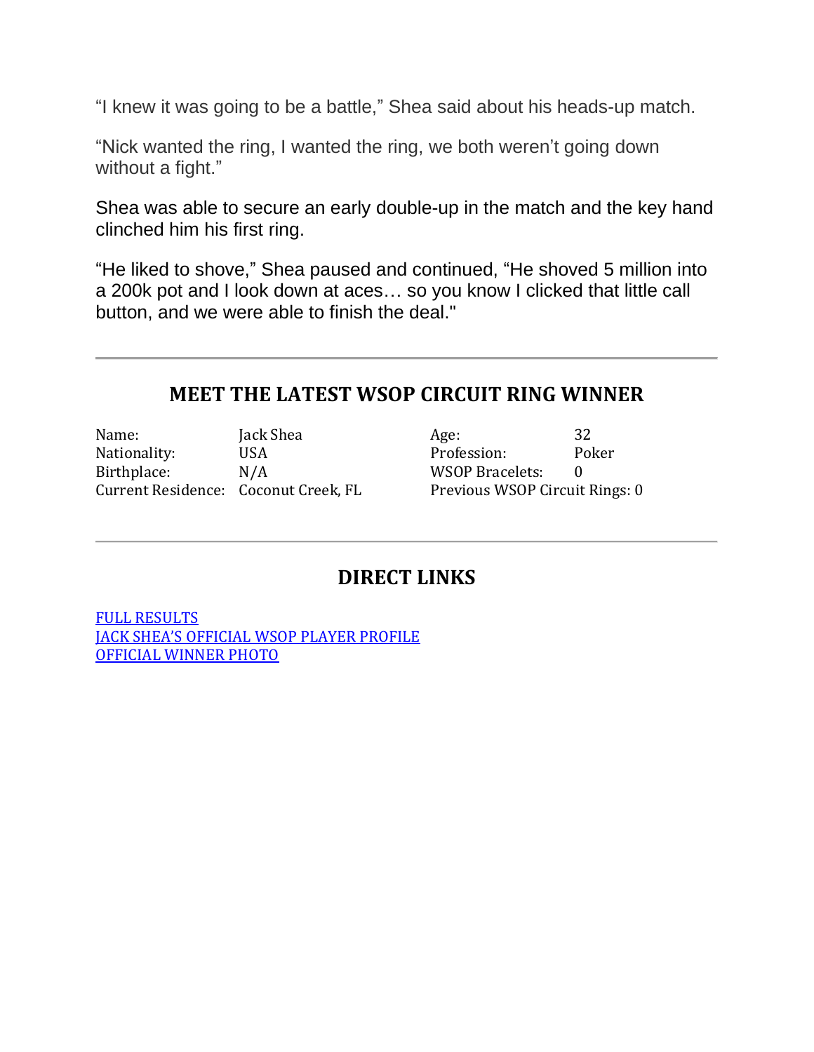"I knew it was going to be a battle," Shea said about his heads-up match.

"Nick wanted the ring, I wanted the ring, we both weren't going down without a fight."

Shea was able to secure an early double-up in the match and the key hand clinched him his first ring.

"He liked to shove," Shea paused and continued, "He shoved 5 million into a 200k pot and I look down at aces… so you know I clicked that little call button, and we were able to finish the deal."

---

## MEET THE LATEST WSOP CIRCUIT RING WINNER

| | | | |
|---|---|---|---|
| Name: | Jack Shea | Age: | 32 |
| Nationality: | USA | Profession: | Poker |
| Birthplace: | N/A | WSOP Bracelets: | 0 |
| Current Residence: | Coconut Creek, FL | Previous WSOP Circuit Rings: | 0 |

---

## DIRECT LINKS

FULL RESULTS
JACK SHEA'S OFFICIAL WSOP PLAYER PROFILE
OFFICIAL WINNER PHOTO